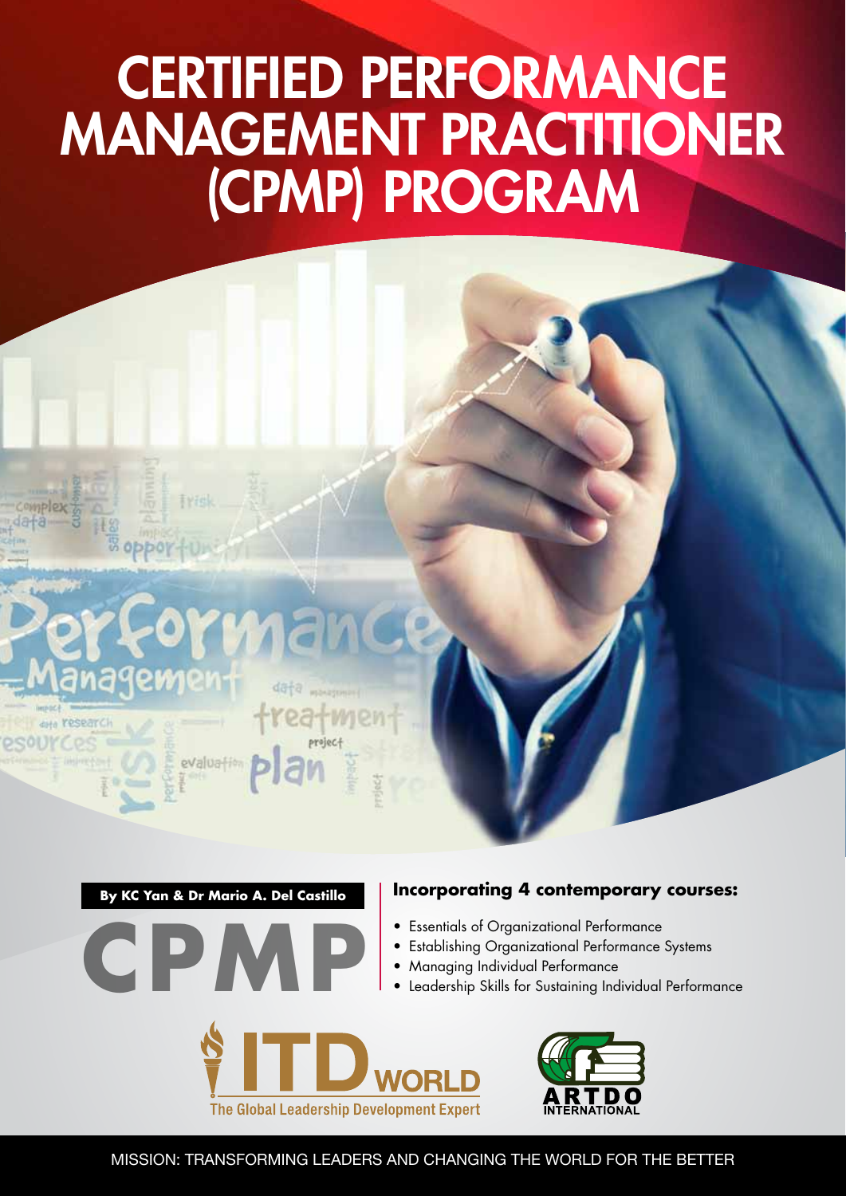# CERTIFIED PERFORMANCE MANAGEMENT PRACTITIONER (CPMP) PROGRAM

**By KC Yan & Dr Mario A. Del Castillo**

**CPMP**

**Incorporating 4 contemporary courses:**

- Essentials of Organizational Performance
- Establishing Organizational Performance Systems
- Managing Individual Performance
- Leadership Skills for Sustaining Individual Performance

ITD WORLD
The Global Leadership Development Expert

ARTDO INTERNATIONAL

MISSION: TRANSFORMING LEADERS AND CHANGING THE WORLD FOR THE BETTER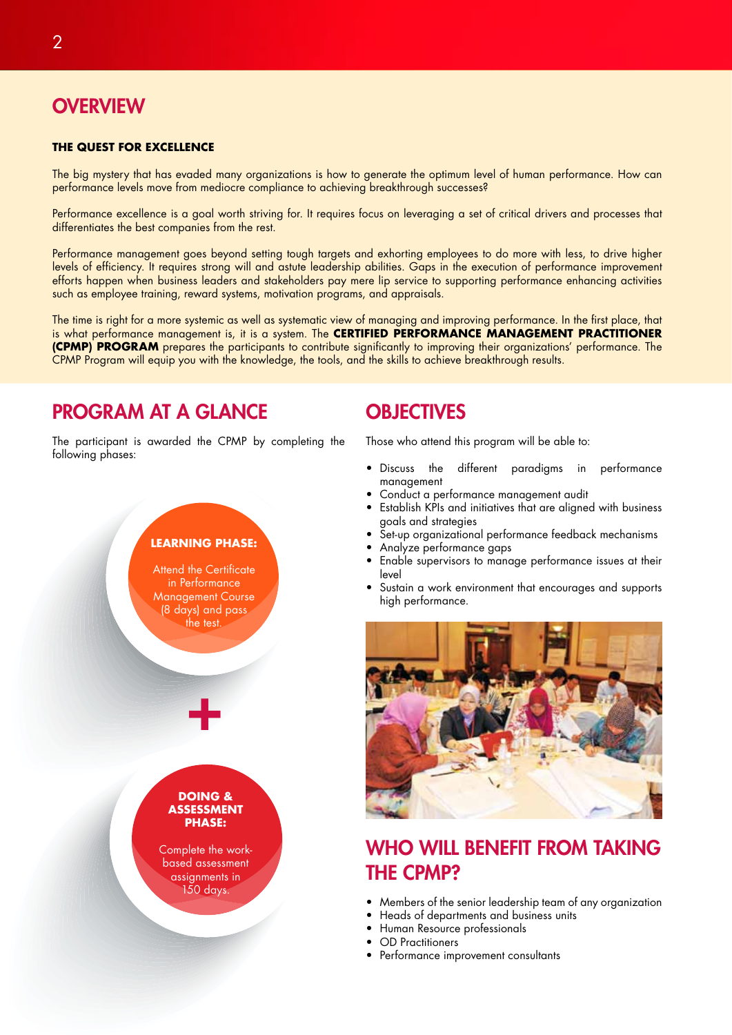## OVERVIEW

### THE QUEST FOR EXCELLENCE

The big mystery that has evaded many organizations is how to generate the optimum level of human performance. How can performance levels move from mediocre compliance to achieving breakthrough successes?

Performance excellence is a goal worth striving for. It requires focus on leveraging a set of critical drivers and processes that differentiates the best companies from the rest.

Performance management goes beyond setting tough targets and exhorting employees to do more with less, to drive higher levels of efficiency. It requires strong will and astute leadership abilities. Gaps in the execution of performance improvement efforts happen when business leaders and stakeholders pay mere lip service to supporting performance enhancing activities such as employee training, reward systems, motivation programs, and appraisals.

The time is right for a more systemic as well as systematic view of managing and improving performance. In the first place, that is what performance management is, it is a system. The **CERTIFIED PERFORMANCE MANAGEMENT PRACTITIONER (CPMP) PROGRAM** prepares the participants to contribute significantly to improving their organizations' performance. The CPMP Program will equip you with the knowledge, the tools, and the skills to achieve breakthrough results.

## PROGRAM AT A GLANCE

The participant is awarded the CPMP by completing the following phases:

**LEARNING PHASE:**

Attend the Certificate in Performance Management Course (8 days) and pass the test.

+

**DOING & ASSESSMENT PHASE:**

Complete the work-based assessment assignments in 150 days.

## OBJECTIVES

Those who attend this program will be able to:

- Discuss the different paradigms in performance management
- Conduct a performance management audit
- Establish KPIs and initiatives that are aligned with business goals and strategies
- Set-up organizational performance feedback mechanisms
- Analyze performance gaps
- Enable supervisors to manage performance issues at their level
- Sustain a work environment that encourages and supports high performance.

## WHO WILL BENEFIT FROM TAKING THE CPMP?

- Members of the senior leadership team of any organization
- Heads of departments and business units
- Human Resource professionals
- OD Practitioners
- Performance improvement consultants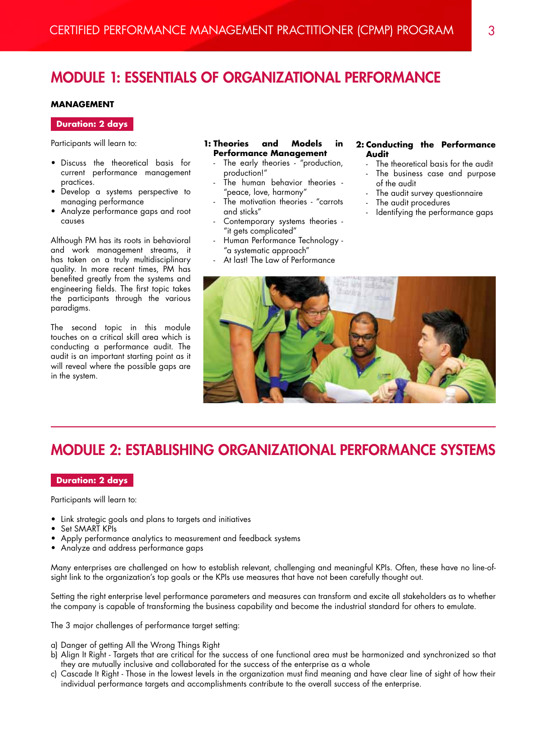## MODULE 1: ESSENTIALS OF ORGANIZATIONAL PERFORMANCE

**MANAGEMENT**

**Duration: 2 days**

Participants will learn to:

- Discuss the theoretical basis for current performance management practices.
- Develop a systems perspective to managing performance
- Analyze performance gaps and root causes

Although PM has its roots in behavioral and work management streams, it has taken on a truly multidisciplinary quality. In more recent times, PM has benefited greatly from the systems and engineering fields. The first topic takes the participants through the various paradigms.

The second topic in this module touches on a critical skill area which is conducting a performance audit. The audit is an important starting point as it will reveal where the possible gaps are in the system.

**1: Theories and Models in Performance Management**

- The early theories - "production, production!"
- The human behavior theories - "peace, love, harmony"
- The motivation theories - "carrots and sticks"
- Contemporary systems theories - "it gets complicated"
- Human Performance Technology - "a systematic approach"
- At last! The Law of Performance

**2: Conducting the Performance Audit**

- The theoretical basis for the audit
- The business case and purpose of the audit
- The audit survey questionnaire
- The audit procedures
- Identifying the performance gaps

## MODULE 2: ESTABLISHING ORGANIZATIONAL PERFORMANCE SYSTEMS

**Duration: 2 days**

Participants will learn to:

- Link strategic goals and plans to targets and initiatives
- Set SMART KPIs
- Apply performance analytics to measurement and feedback systems
- Analyze and address performance gaps

Many enterprises are challenged on how to establish relevant, challenging and meaningful KPIs. Often, these have no line-of-sight link to the organization's top goals or the KPIs use measures that have not been carefully thought out.

Setting the right enterprise level performance parameters and measures can transform and excite all stakeholders as to whether the company is capable of transforming the business capability and become the industrial standard for others to emulate.

The 3 major challenges of performance target setting:

a) Danger of getting All the Wrong Things Right
b) Align It Right - Targets that are critical for the success of one functional area must be harmonized and synchronized so that they are mutually inclusive and collaborated for the success of the enterprise as a whole
c) Cascade It Right - Those in the lowest levels in the organization must find meaning and have clear line of sight of how their individual performance targets and accomplishments contribute to the overall success of the enterprise.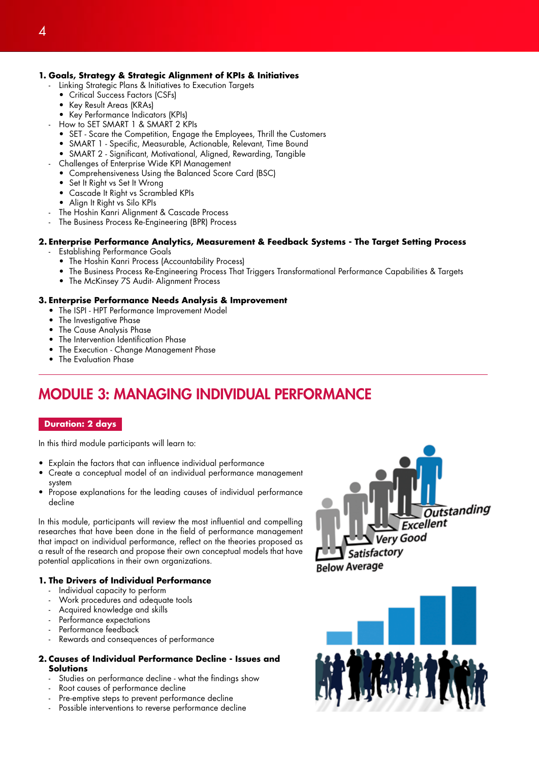**1. Goals, Strategy & Strategic Alignment of KPIs & Initiatives**

- Linking Strategic Plans & Initiatives to Execution Targets
  - Critical Success Factors (CSFs)
  - Key Result Areas (KRAs)
  - Key Performance Indicators (KPIs)
- How to SET SMART 1 & SMART 2 KPIs
  - SET - Scare the Competition, Engage the Employees, Thrill the Customers
  - SMART 1 - Specific, Measurable, Actionable, Relevant, Time Bound
  - SMART 2 - Significant, Motivational, Aligned, Rewarding, Tangible
- Challenges of Enterprise Wide KPI Management
  - Comprehensiveness Using the Balanced Score Card (BSC)
  - Set It Right vs Set It Wrong
  - Cascade It Right vs Scrambled KPIs
  - Align It Right vs Silo KPIs
- The Hoshin Kanri Alignment & Cascade Process
- The Business Process Re-Engineering (BPR) Process

**2. Enterprise Performance Analytics, Measurement & Feedback Systems - The Target Setting Process**

- Establishing Performance Goals
  - The Hoshin Kanri Process (Accountability Process)
  - The Business Process Re-Engineering Process That Triggers Transformational Performance Capabilities & Targets
  - The McKinsey 7S Audit- Alignment Process

**3. Enterprise Performance Needs Analysis & Improvement**

- The ISPI - HPT Performance Improvement Model
- The Investigative Phase
- The Cause Analysis Phase
- The Intervention Identification Phase
- The Execution - Change Management Phase
- The Evaluation Phase

## MODULE 3: MANAGING INDIVIDUAL PERFORMANCE

**Duration: 2 days**

In this third module participants will learn to:

- Explain the factors that can influence individual performance
- Create a conceptual model of an individual performance management system
- Propose explanations for the leading causes of individual performance decline

In this module, participants will review the most influential and compelling researches that have been done in the field of performance management that impact on individual performance, reflect on the theories proposed as a result of the research and propose their own conceptual models that have potential applications in their own organizations.

**1. The Drivers of Individual Performance**

- Individual capacity to perform
- Work procedures and adequate tools
- Acquired knowledge and skills
- Performance expectations
- Performance feedback
- Rewards and consequences of performance

**2. Causes of Individual Performance Decline - Issues and Solutions**

- Studies on performance decline - what the findings show
- Root causes of performance decline
- Pre-emptive steps to prevent performance decline
- Possible interventions to reverse performance decline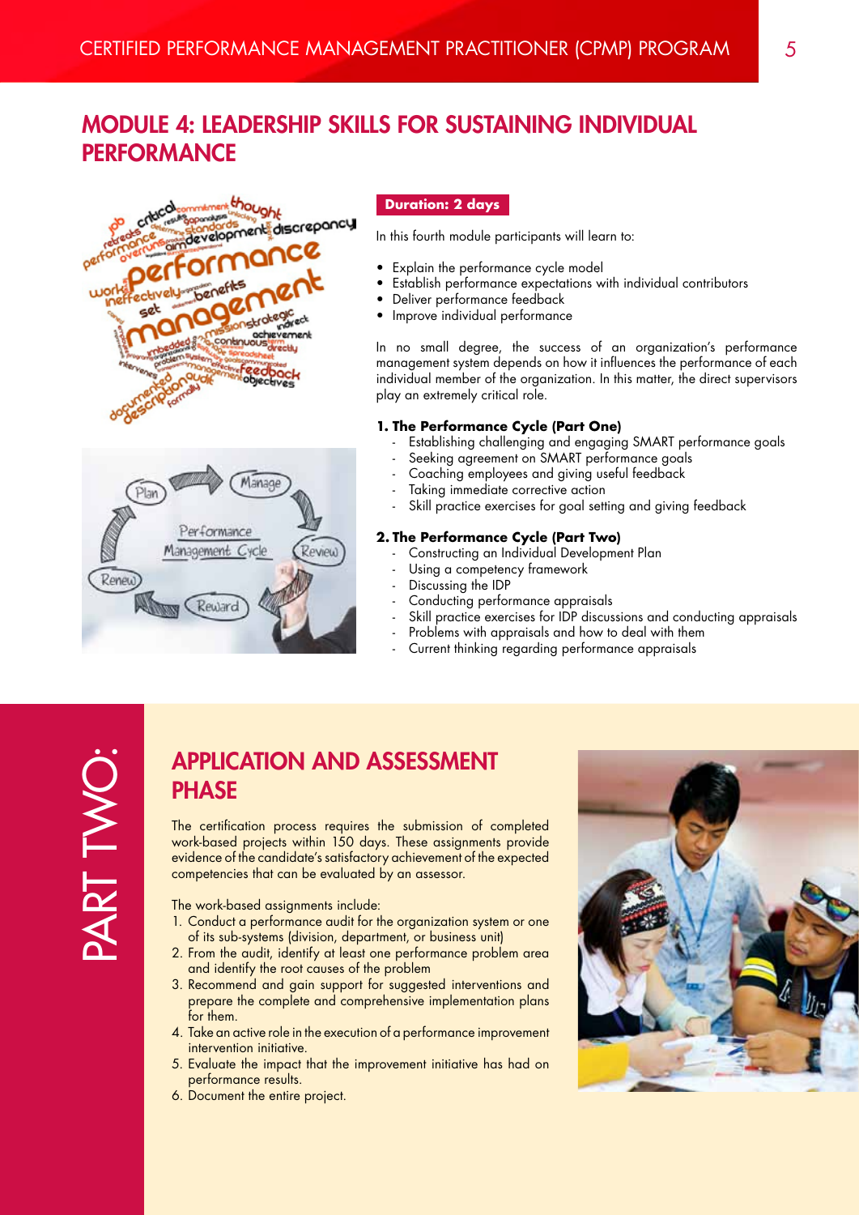## MODULE 4: LEADERSHIP SKILLS FOR SUSTAINING INDIVIDUAL PERFORMANCE

**Duration: 2 days**

In this fourth module participants will learn to:

- Explain the performance cycle model
- Establish performance expectations with individual contributors
- Deliver performance feedback
- Improve individual performance

In no small degree, the success of an organization's performance management system depends on how it influences the performance of each individual member of the organization. In this matter, the direct supervisors play an extremely critical role.

**1. The Performance Cycle (Part One)**

- Establishing challenging and engaging SMART performance goals
- Seeking agreement on SMART performance goals
- Coaching employees and giving useful feedback
- Taking immediate corrective action
- Skill practice exercises for goal setting and giving feedback

**2. The Performance Cycle (Part Two)**

- Constructing an Individual Development Plan
- Using a competency framework
- Discussing the IDP
- Conducting performance appraisals
- Skill practice exercises for IDP discussions and conducting appraisals
- Problems with appraisals and how to deal with them
- Current thinking regarding performance appraisals

# PART TWO:

## APPLICATION AND ASSESSMENT PHASE

The certification process requires the submission of completed work-based projects within 150 days. These assignments provide evidence of the candidate's satisfactory achievement of the expected competencies that can be evaluated by an assessor.

The work-based assignments include:

1. Conduct a performance audit for the organization system or one of its sub-systems (division, department, or business unit)
2. From the audit, identify at least one performance problem area and identify the root causes of the problem
3. Recommend and gain support for suggested interventions and prepare the complete and comprehensive implementation plans for them.
4. Take an active role in the execution of a performance improvement intervention initiative.
5. Evaluate the impact that the improvement initiative has had on performance results.
6. Document the entire project.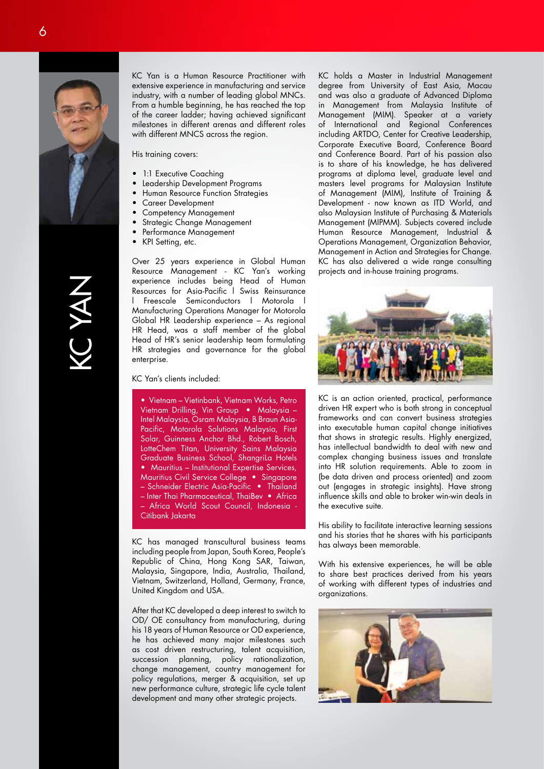# KC YAN

KC Yan is a Human Resource Practitioner with extensive experience in manufacturing and service industry, with a number of leading global MNCs. From a humble beginning, he has reached the top of the career ladder; having achieved significant milestones in different arenas and different roles with different MNCS across the region.

His training covers:

- 1:1 Executive Coaching
- Leadership Development Programs
- Human Resource Function Strategies
- Career Development
- Competency Management
- Strategic Change Management
- Performance Management
- KPI Setting, etc.

Over 25 years experience in Global Human Resource Management - KC Yan's working experience includes being Head of Human Resources for Asia-Pacific I Swiss Reinsurance I Freescale Semiconductors I Motorola I Manufacturing Operations Manager for Motorola Global HR Leadership experience – As regional HR Head, was a staff member of the global Head of HR's senior leadership team formulating HR strategies and governance for the global enterprise.

KC Yan's clients included:

• Vietnam – Vietinbank, Vietnam Works, Petro Vietnam Drilling, Vin Group • Malaysia – Intel Malaysia, Osram Malaysia, B Braun Asia-Pacific, Motorola Solutions Malaysia, First Solar, Guinness Anchor Bhd., Robert Bosch, LotteChem Titan, University Sains Malaysia Graduate Business School, ShangriLa Hotels • Mauritius – Institutional Expertise Services, Mauritius Civil Service College • Singapore – Schneider Electric Asia-Pacific • Thailand – Inter Thai Pharmaceutical, ThaiBev • Africa – Africa World Scout Council, Indonesia - Citibank Jakarta

KC has managed transcultural business teams including people from Japan, South Korea, People's Republic of China, Hong Kong SAR, Taiwan, Malaysia, Singapore, India, Australia, Thailand, Vietnam, Switzerland, Holland, Germany, France, United Kingdom and USA.

After that KC developed a deep interest to switch to OD/ OE consultancy from manufacturing, during his 18 years of Human Resource or OD experience, he has achieved many major milestones such as cost driven restructuring, talent acquisition, succession planning, policy rationalization, change management, country management for policy regulations, merger & acquisition, set up new performance culture, strategic life cycle talent development and many other strategic projects.

KC holds a Master in Industrial Management degree from University of East Asia, Macau and was also a graduate of Advanced Diploma in Management from Malaysia Institute of Management (MIM). Speaker at a variety of International and Regional Conferences including ARTDO, Center for Creative Leadership, Corporate Executive Board, Conference Board and Conference Board. Part of his passion also is to share of his knowledge, he has delivered programs at diploma level, graduate level and masters level programs for Malaysian Institute of Management (MIM), Institute of Training & Development - now known as ITD World, and also Malaysian Institute of Purchasing & Materials Management (MIPMM). Subjects covered include Human Resource Management, Industrial & Operations Management, Organization Behavior, Management in Action and Strategies for Change. KC has also delivered a wide range consulting projects and in-house training programs.

KC is an action oriented, practical, performance driven HR expert who is both strong in conceptual frameworks and can convert business strategies into executable human capital change initiatives that shows in strategic results. Highly energized, has intellectual bandwidth to deal with new and complex changing business issues and translate into HR solution requirements. Able to zoom in (be data driven and process oriented) and zoom out (engages in strategic insights). Have strong influence skills and able to broker win-win deals in the executive suite.

His ability to facilitate interactive learning sessions and his stories that he shares with his participants has always been memorable.

With his extensive experiences, he will be able to share best practices derived from his years of working with different types of industries and organizations.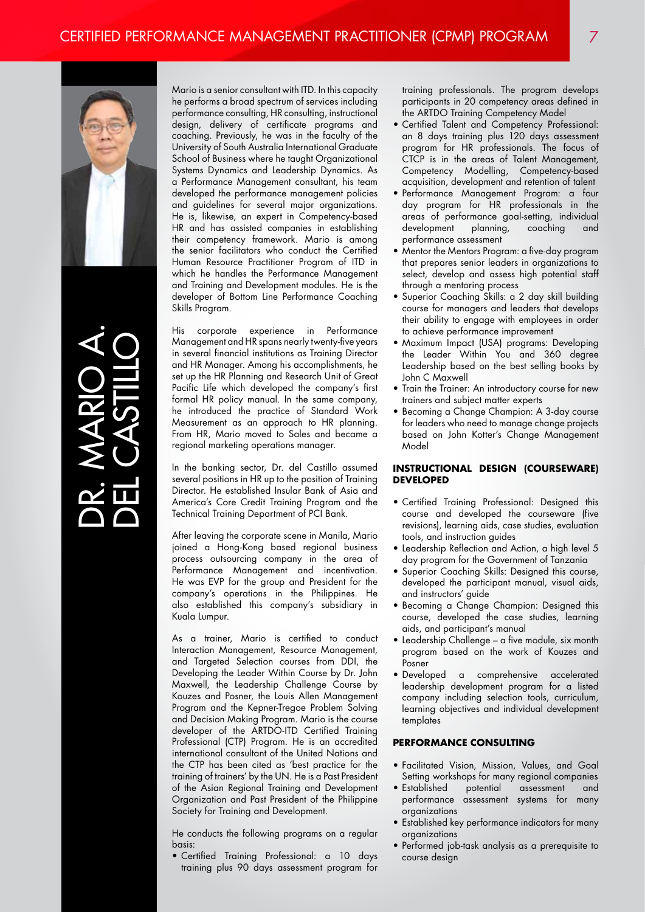# DR. MARIO A. DEL CASTILLO

Mario is a senior consultant with ITD. In this capacity he performs a broad spectrum of services including performance consulting, HR consulting, instructional design, delivery of certificate programs and coaching. Previously, he was in the faculty of the University of South Australia International Graduate School of Business where he taught Organizational Systems Dynamics and Leadership Dynamics. As a Performance Management consultant, his team developed the performance management policies and guidelines for several major organizations. He is, likewise, an expert in Competency-based HR and has assisted companies in establishing their competency framework. Mario is among the senior facilitators who conduct the Certified Human Resource Practitioner Program of ITD in which he handles the Performance Management and Training and Development modules. He is the developer of Bottom Line Performance Coaching Skills Program.

His corporate experience in Performance Management and HR spans nearly twenty-five years in several financial institutions as Training Director and HR Manager. Among his accomplishments, he set up the HR Planning and Research Unit of Great Pacific Life which developed the company's first formal HR policy manual. In the same company, he introduced the practice of Standard Work Measurement as an approach to HR planning. From HR, Mario moved to Sales and became a regional marketing operations manager.

In the banking sector, Dr. del Castillo assumed several positions in HR up to the position of Training Director. He established Insular Bank of Asia and America's Core Credit Training Program and the Technical Training Department of PCI Bank.

After leaving the corporate scene in Manila, Mario joined a Hong-Kong based regional business process outsourcing company in the area of Performance Management and incentivation. He was EVP for the group and President for the company's operations in the Philippines. He also established this company's subsidiary in Kuala Lumpur.

As a trainer, Mario is certified to conduct Interaction Management, Resource Management, and Targeted Selection courses from DDI, the Developing the Leader Within Course by Dr. John Maxwell, the Leadership Challenge Course by Kouzes and Posner, the Louis Allen Management Program and the Kepner-Tregoe Problem Solving and Decision Making Program. Mario is the course developer of the ARTDO-ITD Certified Training Professional (CTP) Program. He is an accredited international consultant of the United Nations and the CTP has been cited as 'best practice for the training of trainers' by the UN. He is a Past President of the Asian Regional Training and Development Organization and Past President of the Philippine Society for Training and Development.

He conducts the following programs on a regular basis:

- Certified Training Professional: a 10 days training plus 90 days assessment program for training professionals. The program develops participants in 20 competency areas defined in the ARTDO Training Competency Model
- Certified Talent and Competency Professional: an 8 days training plus 120 days assessment program for HR professionals. The focus of CTCP is in the areas of Talent Management, Competency Modelling, Competency-based acquisition, development and retention of talent
- Performance Management Program: a four day program for HR professionals in the areas of performance goal-setting, individual development planning, coaching and performance assessment
- Mentor the Mentors Program: a five-day program that prepares senior leaders in organizations to select, develop and assess high potential staff through a mentoring process
- Superior Coaching Skills: a 2 day skill building course for managers and leaders that develops their ability to engage with employees in order to achieve performance improvement
- Maximum Impact (USA) programs: Developing the Leader Within You and 360 degree Leadership based on the best selling books by John C Maxwell
- Train the Trainer: An introductory course for new trainers and subject matter experts
- Becoming a Change Champion: A 3-day course for leaders who need to manage change projects based on John Kotter's Change Management Model

**INSTRUCTIONAL DESIGN (COURSEWARE) DEVELOPED**

- Certified Training Professional: Designed this course and developed the courseware (five revisions), learning aids, case studies, evaluation tools, and instruction guides
- Leadership Reflection and Action, a high level 5 day program for the Government of Tanzania
- Superior Coaching Skills: Designed this course, developed the participant manual, visual aids, and instructors' guide
- Becoming a Change Champion: Designed this course, developed the case studies, learning aids, and participant's manual
- Leadership Challenge – a five module, six month program based on the work of Kouzes and Posner
- Developed a comprehensive accelerated leadership development program for a listed company including selection tools, curriculum, learning objectives and individual development templates

**PERFORMANCE CONSULTING**

- Facilitated Vision, Mission, Values, and Goal Setting workshops for many regional companies
- Established potential assessment and performance assessment systems for many organizations
- Established key performance indicators for many organizations
- Performed job-task analysis as a prerequisite to course design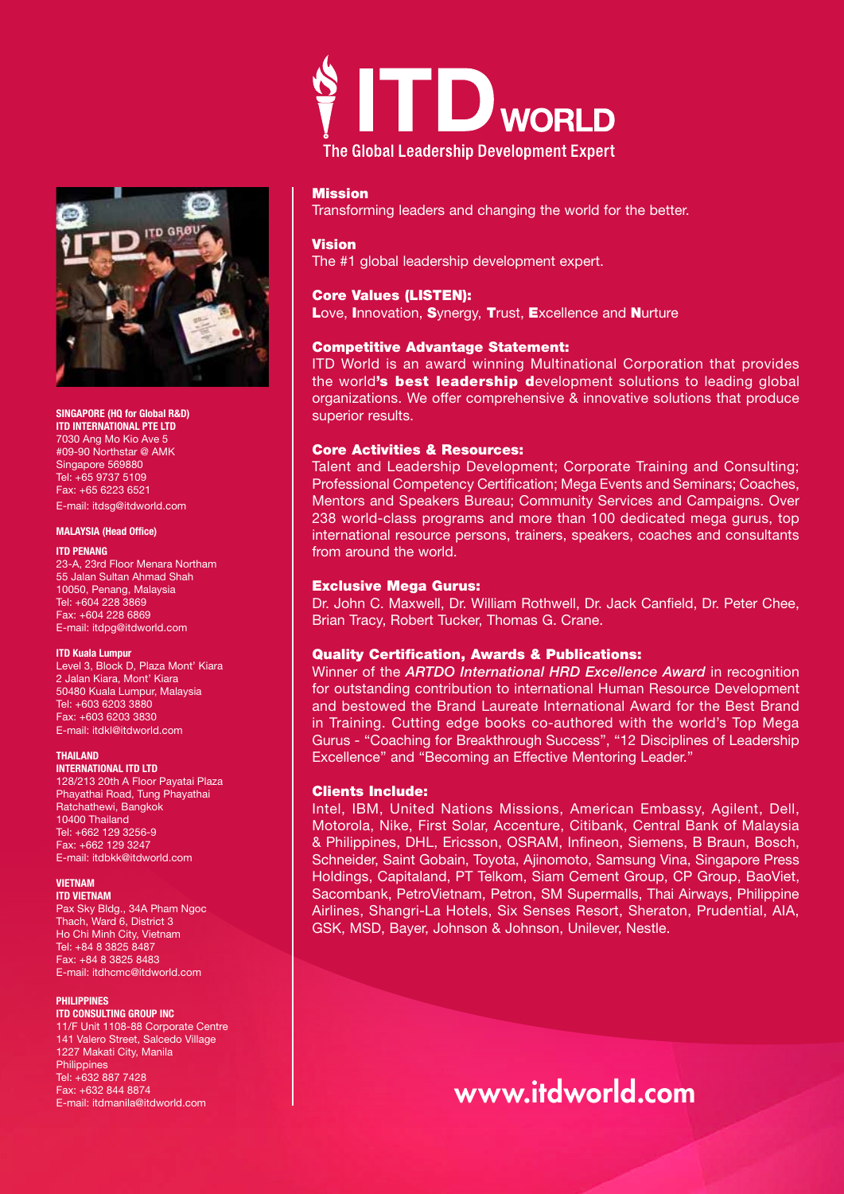# ITD WORLD

The Global Leadership Development Expert

**SINGAPORE (HQ for Global R&D)**
**ITD INTERNATIONAL PTE LTD**
7030 Ang Mo Kio Ave 5
#09-90 Northstar @ AMK
Singapore 569880
Tel: +65 9737 5109
Fax: +65 6223 6521
E-mail: itdsg@itdworld.com

**MALAYSIA (Head Office)**

**ITD PENANG**
23-A, 23rd Floor Menara Northam
55 Jalan Sultan Ahmad Shah
10050, Penang, Malaysia
Tel: +604 228 3869
Fax: +604 228 6869
E-mail: itdpg@itdworld.com

**ITD Kuala Lumpur**
Level 3, Block D, Plaza Mont' Kiara
2 Jalan Kiara, Mont' Kiara
50480 Kuala Lumpur, Malaysia
Tel: +603 6203 3880
Fax: +603 6203 3830
E-mail: itdkl@itdworld.com

**THAILAND**
**INTERNATIONAL ITD LTD**
128/213 20th A Floor Payatai Plaza
Phayathai Road, Tung Phayathai
Ratchathewi, Bangkok
10400 Thailand
Tel: +662 129 3256-9
Fax: +662 129 3247
E-mail: itdbkk@itdworld.com

**VIETNAM**
**ITD VIETNAM**
Pax Sky Bldg., 34A Pham Ngoc
Thach, Ward 6, District 3
Ho Chi Minh City, Vietnam
Tel: +84 8 3825 8487
Fax: +84 8 3825 8483
E-mail: itdhcmc@itdworld.com

**PHILIPPINES**
**ITD CONSULTING GROUP INC**
11/F Unit 1108-88 Corporate Centre
141 Valero Street, Salcedo Village
1227 Makati City, Manila
Philippines
Tel: +632 887 7428
Fax: +632 844 8874
E-mail: itdmanila@itdworld.com

## Mission

Transforming leaders and changing the world for the better.

## Vision

The #1 global leadership development expert.

## Core Values (LISTEN):

**L**ove, **I**nnovation, **S**ynergy, **T**rust, **E**xcellence and **N**urture

## Competitive Advantage Statement:

ITD World is an award winning Multinational Corporation that provides the world**'s best leadership d**evelopment solutions to leading global organizations. We offer comprehensive & innovative solutions that produce superior results.

## Core Activities & Resources:

Talent and Leadership Development; Corporate Training and Consulting; Professional Competency Certification; Mega Events and Seminars; Coaches, Mentors and Speakers Bureau; Community Services and Campaigns. Over 238 world-class programs and more than 100 dedicated mega gurus, top international resource persons, trainers, speakers, coaches and consultants from around the world.

## Exclusive Mega Gurus:

Dr. John C. Maxwell, Dr. William Rothwell, Dr. Jack Canfield, Dr. Peter Chee, Brian Tracy, Robert Tucker, Thomas G. Crane.

## Quality Certification, Awards & Publications:

Winner of the ***ARTDO International HRD Excellence Award*** in recognition for outstanding contribution to international Human Resource Development and bestowed the Brand Laureate International Award for the Best Brand in Training. Cutting edge books co-authored with the world's Top Mega Gurus - "Coaching for Breakthrough Success", "12 Disciplines of Leadership Excellence" and "Becoming an Effective Mentoring Leader."

## Clients Include:

Intel, IBM, United Nations Missions, American Embassy, Agilent, Dell, Motorola, Nike, First Solar, Accenture, Citibank, Central Bank of Malaysia & Philippines, DHL, Ericsson, OSRAM, Infineon, Siemens, B Braun, Bosch, Schneider, Saint Gobain, Toyota, Ajinomoto, Samsung Vina, Singapore Press Holdings, Capitaland, PT Telkom, Siam Cement Group, CP Group, BaoViet, Sacombank, PetroVietnam, Petron, SM Supermalls, Thai Airways, Philippine Airlines, Shangri-La Hotels, Six Senses Resort, Sheraton, Prudential, AIA, GSK, MSD, Bayer, Johnson & Johnson, Unilever, Nestle.

**www.itdworld.com**